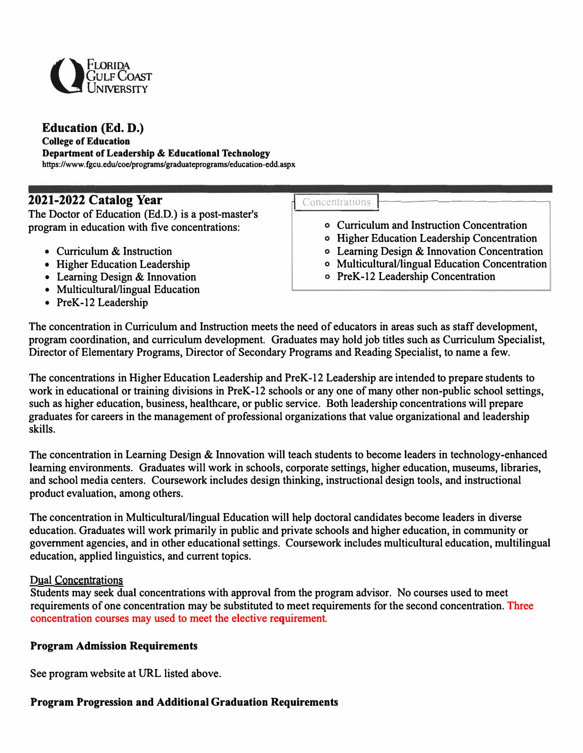Florida Gulf Coast University

# Education (Ed. D.)

**College of Education**

**Department of Leadership & Educational Technology**

**https://www.fgcu.edu/coe/programs/graduateprograms/education-edd.aspx**

## 2021-2022 Catalog Year

The Doctor of Education (Ed.D.) is a post-master's program in education with five concentrations:

- Curriculum & Instruction
- Higher Education Leadership
- Learning Design & Innovation
- Multicultural/lingual Education
- PreK-12 Leadership

Concentrations

- Curriculum and Instruction Concentration
- Higher Education Leadership Concentration
- Learning Design & Innovation Concentration
- Multicultural/lingual Education Concentration
- PreK-12 Leadership Concentration

The concentration in Curriculum and Instruction meets the need of educators in areas such as staff development, program coordination, and curriculum development. Graduates may hold job titles such as Curriculum Specialist, Director of Elementary Programs, Director of Secondary Programs and Reading Specialist, to name a few.

The concentrations in Higher Education Leadership and PreK-12 Leadership are intended to prepare students to work in educational or training divisions in PreK-12 schools or any one of many other non-public school settings, such as higher education, business, healthcare, or public service. Both leadership concentrations will prepare graduates for careers in the management of professional organizations that value organizational and leadership skills.

The concentration in Learning Design & Innovation will teach students to become leaders in technology-enhanced learning environments. Graduates will work in schools, corporate settings, higher education, museums, libraries, and school media centers. Coursework includes design thinking, instructional design tools, and instructional product evaluation, among others.

The concentration in Multicultural/lingual Education will help doctoral candidates become leaders in diverse education. Graduates will work primarily in public and private schools and higher education, in community or government agencies, and in other educational settings. Coursework includes multicultural education, multilingual education, applied linguistics, and current topics.

Dual Concentrations

Students may seek dual concentrations with approval from the program advisor. No courses used to meet requirements of one concentration may be substituted to meet requirements for the second concentration. Three concentration courses may used to meet the elective requirement.

### Program Admission Requirements

See program website at URL listed above.

### Program Progression and Additional Graduation Requirements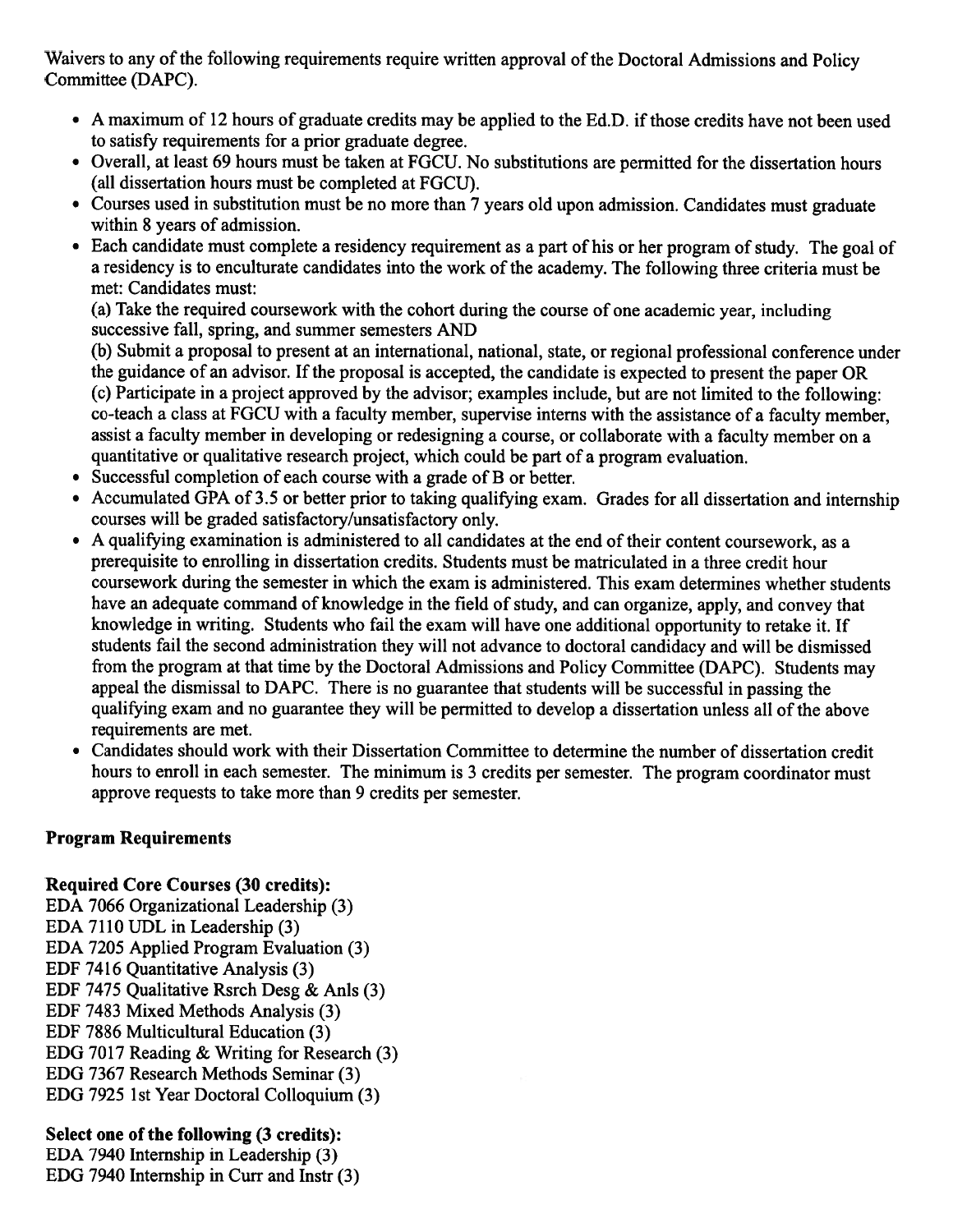Waivers to any of the following requirements require written approval of the Doctoral Admissions and Policy Committee (DAPC).

- A maximum of 12 hours of graduate credits may be applied to the Ed.D. if those credits have not been used to satisfy requirements for a prior graduate degree.
- Overall, at least 69 hours must be taken at FGCU. No substitutions are permitted for the dissertation hours (all dissertation hours must be completed at FGCU).
- Courses used in substitution must be no more than 7 years old upon admission. Candidates must graduate within 8 years of admission.
- Each candidate must complete a residency requirement as a part of his or her program of study. The goal of a residency is to enculturate candidates into the work of the academy. The following three criteria must be met: Candidates must:
  (a) Take the required coursework with the cohort during the course of one academic year, including successive fall, spring, and summer semesters AND
  (b) Submit a proposal to present at an international, national, state, or regional professional conference under the guidance of an advisor. If the proposal is accepted, the candidate is expected to present the paper OR
  (c) Participate in a project approved by the advisor; examples include, but are not limited to the following: co-teach a class at FGCU with a faculty member, supervise interns with the assistance of a faculty member, assist a faculty member in developing or redesigning a course, or collaborate with a faculty member on a quantitative or qualitative research project, which could be part of a program evaluation.
- Successful completion of each course with a grade of B or better.
- Accumulated GPA of 3.5 or better prior to taking qualifying exam. Grades for all dissertation and internship courses will be graded satisfactory/unsatisfactory only.
- A qualifying examination is administered to all candidates at the end of their content coursework, as a prerequisite to enrolling in dissertation credits. Students must be matriculated in a three credit hour coursework during the semester in which the exam is administered. This exam determines whether students have an adequate command of knowledge in the field of study, and can organize, apply, and convey that knowledge in writing. Students who fail the exam will have one additional opportunity to retake it. If students fail the second administration they will not advance to doctoral candidacy and will be dismissed from the program at that time by the Doctoral Admissions and Policy Committee (DAPC). Students may appeal the dismissal to DAPC. There is no guarantee that students will be successful in passing the qualifying exam and no guarantee they will be permitted to develop a dissertation unless all of the above requirements are met.
- Candidates should work with their Dissertation Committee to determine the number of dissertation credit hours to enroll in each semester. The minimum is 3 credits per semester. The program coordinator must approve requests to take more than 9 credits per semester.

**Program Requirements**

**Required Core Courses (30 credits):**
EDA 7066 Organizational Leadership (3)
EDA 7110 UDL in Leadership (3)
EDA 7205 Applied Program Evaluation (3)
EDF 7416 Quantitative Analysis (3)
EDF 7475 Qualitative Rsrch Desg & Anls (3)
EDF 7483 Mixed Methods Analysis (3)
EDF 7886 Multicultural Education (3)
EDG 7017 Reading & Writing for Research (3)
EDG 7367 Research Methods Seminar (3)
EDG 7925 1st Year Doctoral Colloquium (3)

**Select one of the following (3 credits):**
EDA 7940 Internship in Leadership (3)
EDG 7940 Internship in Curr and Instr (3)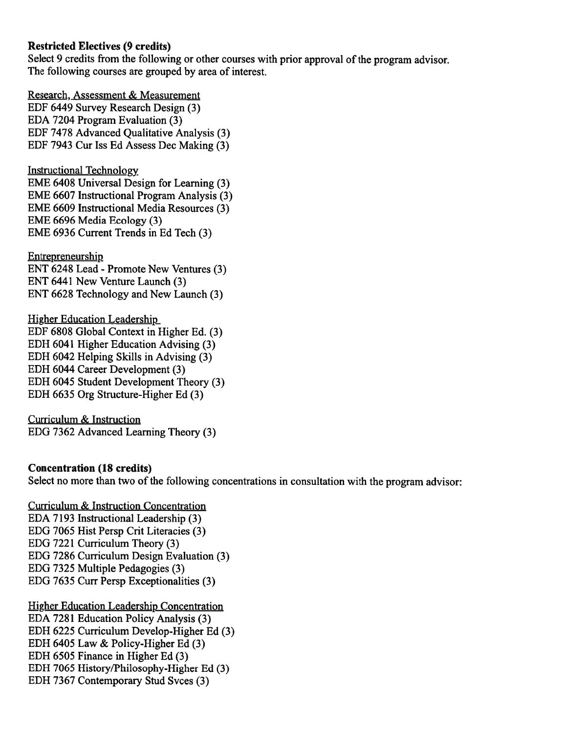### Restricted Electives (9 credits)

Select 9 credits from the following or other courses with prior approval of the program advisor.
The following courses are grouped by area of interest.

Research, Assessment & Measurement
EDF 6449 Survey Research Design (3)
EDA 7204 Program Evaluation (3)
EDF 7478 Advanced Qualitative Analysis (3)
EDF 7943 Cur Iss Ed Assess Dec Making (3)

Instructional Technology
EME 6408 Universal Design for Learning (3)
EME 6607 Instructional Program Analysis (3)
EME 6609 Instructional Media Resources (3)
EME 6696 Media Ecology (3)
EME 6936 Current Trends in Ed Tech (3)

Entrepreneurship
ENT 6248 Lead - Promote New Ventures (3)
ENT 6441 New Venture Launch (3)
ENT 6628 Technology and New Launch (3)

Higher Education Leadership
EDF 6808 Global Context in Higher Ed. (3)
EDH 6041 Higher Education Advising (3)
EDH 6042 Helping Skills in Advising (3)
EDH 6044 Career Development (3)
EDH 6045 Student Development Theory (3)
EDH 6635 Org Structure-Higher Ed (3)

Curriculum & Instruction
EDG 7362 Advanced Learning Theory (3)

### Concentration (18 credits)

Select no more than two of the following concentrations in consultation with the program advisor:

Curriculum & Instruction Concentration
EDA 7193 Instructional Leadership (3)
EDG 7065 Hist Persp Crit Literacies (3)
EDG 7221 Curriculum Theory (3)
EDG 7286 Curriculum Design Evaluation (3)
EDG 7325 Multiple Pedagogies (3)
EDG 7635 Curr Persp Exceptionalities (3)

Higher Education Leadership Concentration
EDA 7281 Education Policy Analysis (3)
EDH 6225 Curriculum Develop-Higher Ed (3)
EDH 6405 Law & Policy-Higher Ed (3)
EDH 6505 Finance in Higher Ed (3)
EDH 7065 History/Philosophy-Higher Ed (3)
EDH 7367 Contemporary Stud Svces (3)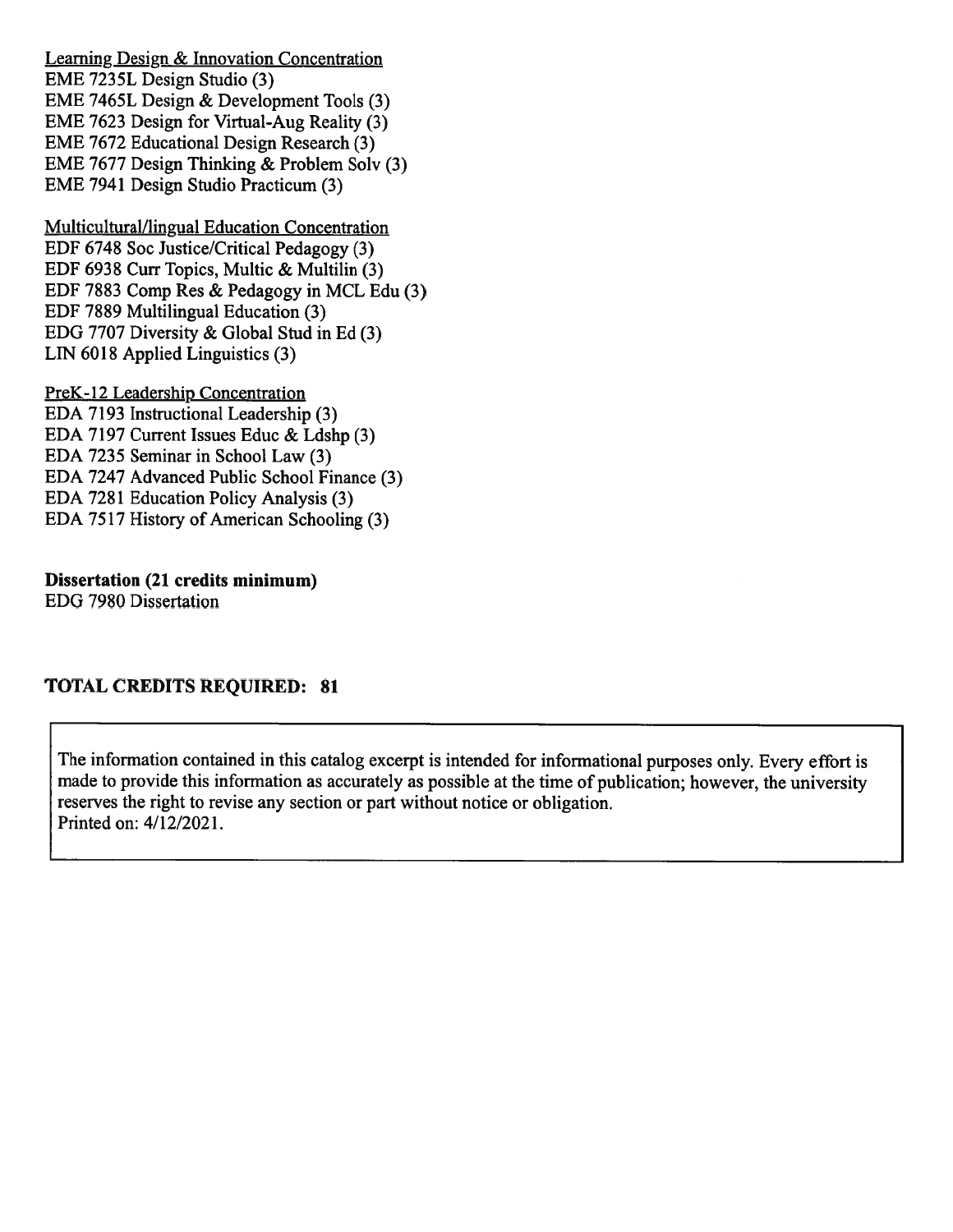Learning Design & Innovation Concentration
EME 7235L Design Studio (3)
EME 7465L Design & Development Tools (3)
EME 7623 Design for Virtual-Aug Reality (3)
EME 7672 Educational Design Research (3)
EME 7677 Design Thinking & Problem Solv (3)
EME 7941 Design Studio Practicum (3)

Multicultural/lingual Education Concentration
EDF 6748 Soc Justice/Critical Pedagogy (3)
EDF 6938 Curr Topics, Multic & Multilin (3)
EDF 7883 Comp Res & Pedagogy in MCL Edu (3)
EDF 7889 Multilingual Education (3)
EDG 7707 Diversity & Global Stud in Ed (3)
LIN 6018 Applied Linguistics (3)

PreK-12 Leadership Concentration
EDA 7193 Instructional Leadership (3)
EDA 7197 Current Issues Educ & Ldshp (3)
EDA 7235 Seminar in School Law (3)
EDA 7247 Advanced Public School Finance (3)
EDA 7281 Education Policy Analysis (3)
EDA 7517 History of American Schooling (3)

**Dissertation (21 credits minimum)**
EDG 7980 Dissertation

**TOTAL CREDITS REQUIRED: 81**

The information contained in this catalog excerpt is intended for informational purposes only. Every effort is made to provide this information as accurately as possible at the time of publication; however, the university reserves the right to revise any section or part without notice or obligation.
Printed on: 4/12/2021.